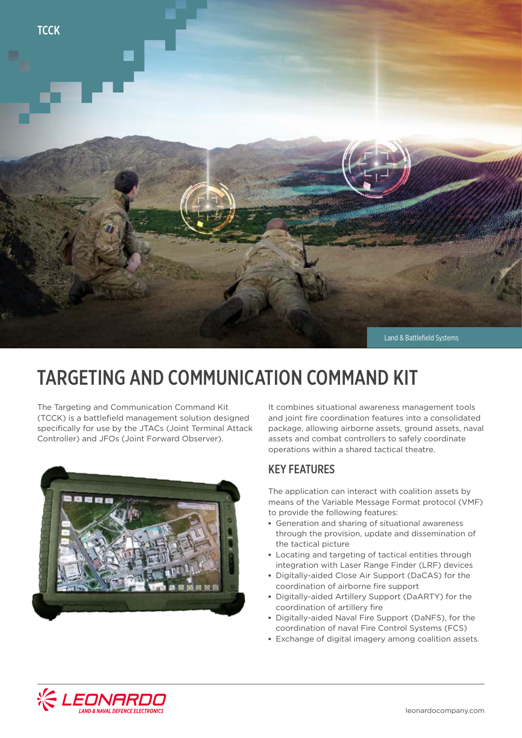TCCK

Land & Battlefield Systems

# TARGETING AND COMMUNICATION COMMAND KIT

The Targeting and Communication Command Kit (TCCK) is a battlefield management solution designed specifically for use by the JTACs (Joint Terminal Attack Controller) and JFOs (Joint Forward Observer).

It combines situational awareness management tools and joint fire coordination features into a consolidated package, allowing airborne assets, ground assets, naval assets and combat controllers to safely coordinate operations within a shared tactical theatre.

## KEY FEATURES

The application can interact with coalition assets by means of the Variable Message Format protocol (VMF) to provide the following features:

- Generation and sharing of situational awareness through the provision, update and dissemination of the tactical picture
- Locating and targeting of tactical entities through integration with Laser Range Finder (LRF) devices
- Digitally-aided Close Air Support (DaCAS) for the coordination of airborne fire support
- Digitally-aided Artillery Support (DaARTY) for the coordination of artillery fire
- Digitally-aided Naval Fire Support (DaNFS), for the coordination of naval Fire Control Systems (FCS)
- Exchange of digital imagery among coalition assets.

LEONARDO
LAND & NAVAL DEFENCE ELECTRONICS

leonardocompany.com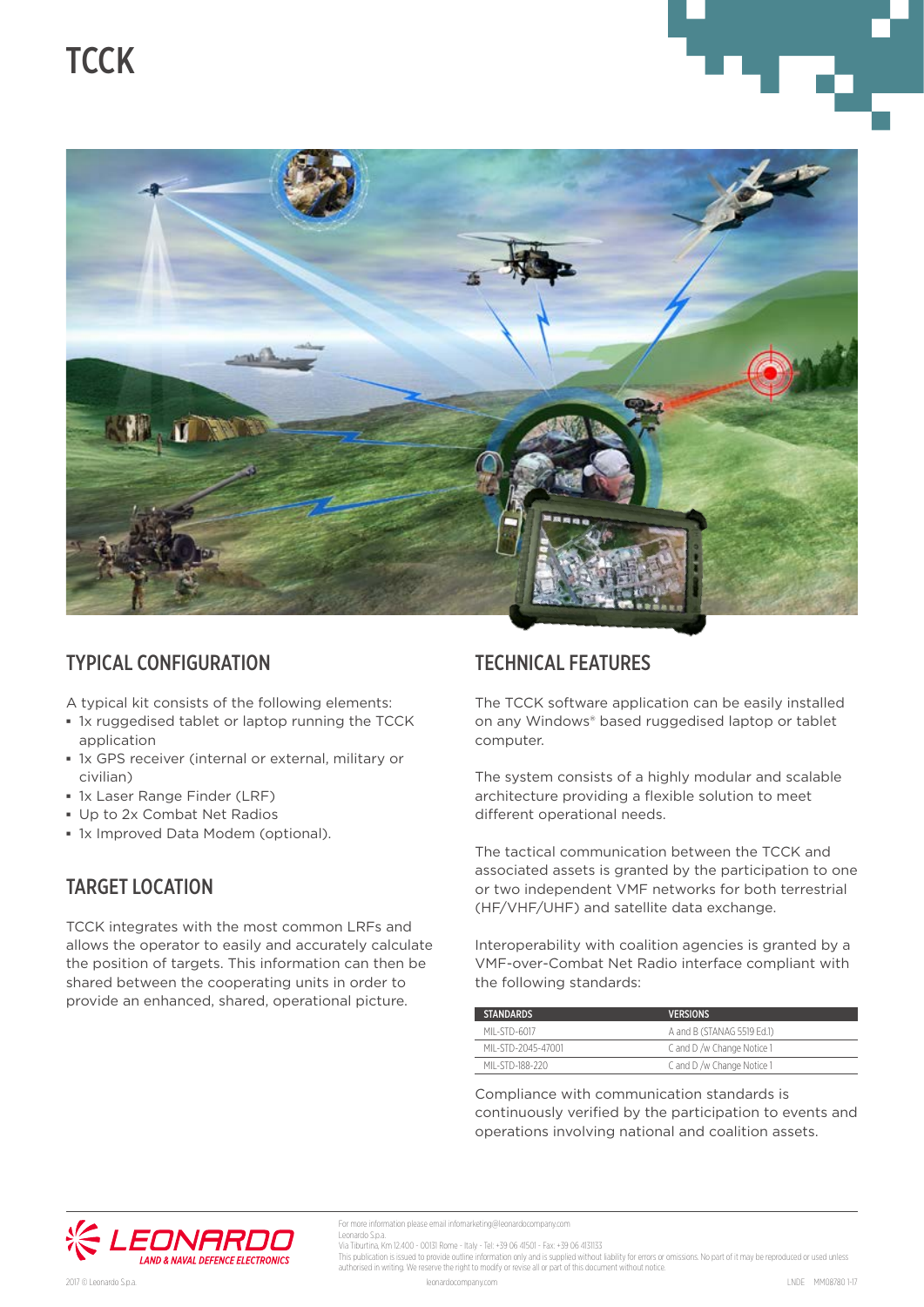# TCCK

## TYPICAL CONFIGURATION

A typical kit consists of the following elements:

- 1x ruggedised tablet or laptop running the TCCK application
- 1x GPS receiver (internal or external, military or civilian)
- 1x Laser Range Finder (LRF)
- Up to 2x Combat Net Radios
- 1x Improved Data Modem (optional).

## TARGET LOCATION

TCCK integrates with the most common LRFs and allows the operator to easily and accurately calculate the position of targets. This information can then be shared between the cooperating units in order to provide an enhanced, shared, operational picture.

## TECHNICAL FEATURES

The TCCK software application can be easily installed on any Windows® based ruggedised laptop or tablet computer.

The system consists of a highly modular and scalable architecture providing a flexible solution to meet different operational needs.

The tactical communication between the TCCK and associated assets is granted by the participation to one or two independent VMF networks for both terrestrial (HF/VHF/UHF) and satellite data exchange.

Interoperability with coalition agencies is granted by a VMF-over-Combat Net Radio interface compliant with the following standards:

| STANDARDS | VERSIONS |
|---|---|
| MIL-STD-6017 | A and B (STANAG 5519 Ed.1) |
| MIL-STD-2045-47001 | C and D /w Change Notice 1 |
| MIL-STD-188-220 | C and D /w Change Notice 1 |

Compliance with communication standards is continuously verified by the participation to events and operations involving national and coalition assets.

LEONARDO
LAND & NAVAL DEFENCE ELECTRONICS

For more information please email infomarketing@leonardocompany.com

Leonardo S.p.a.
Via Tiburtina, Km 12.400 - 00131 Rome - Italy - Tel: +39 06 41501 - Fax: +39 06 4131133

This publication is issued to provide outline information only and is supplied without liability for errors or omissions. No part of it may be reproduced or used unless authorised in writing. We reserve the right to modify or revise all or part of this document without notice.

2017 © Leonardo S.p.a. leonardocompany.com LNDE MM08780 1-17